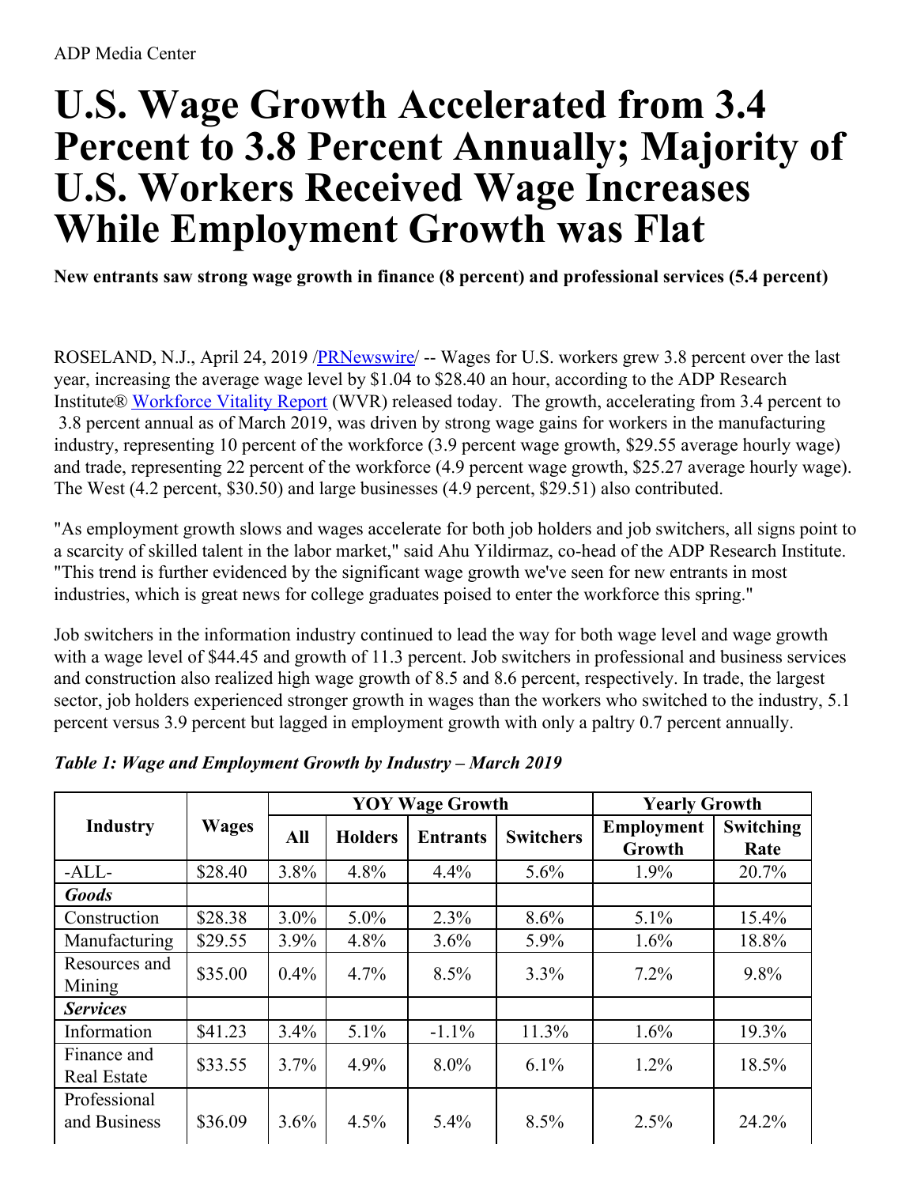ADP Media Center

# U.S. Wage Growth Accelerated from 3.4 Percent to 3.8 Percent Annually; Majority of U.S. Workers Received Wage Increases While Employment Growth was Flat

**New entrants saw strong wage growth in finance (8 percent) and professional services (5.4 percent)**

ROSELAND, N.J., April 24, 2019 /PRNewswire/ -- Wages for U.S. workers grew 3.8 percent over the last year, increasing the average wage level by $1.04 to $28.40 an hour, according to the ADP Research Institute® Workforce Vitality Report (WVR) released today. The growth, accelerating from 3.4 percent to 3.8 percent annual as of March 2019, was driven by strong wage gains for workers in the manufacturing industry, representing 10 percent of the workforce (3.9 percent wage growth, $29.55 average hourly wage) and trade, representing 22 percent of the workforce (4.9 percent wage growth, $25.27 average hourly wage). The West (4.2 percent, $30.50) and large businesses (4.9 percent, $29.51) also contributed.

"As employment growth slows and wages accelerate for both job holders and job switchers, all signs point to a scarcity of skilled talent in the labor market," said Ahu Yildirmaz, co-head of the ADP Research Institute. "This trend is further evidenced by the significant wage growth we've seen for new entrants in most industries, which is great news for college graduates poised to enter the workforce this spring."

Job switchers in the information industry continued to lead the way for both wage level and wage growth with a wage level of $44.45 and growth of 11.3 percent. Job switchers in professional and business services and construction also realized high wage growth of 8.5 and 8.6 percent, respectively. In trade, the largest sector, job holders experienced stronger growth in wages than the workers who switched to the industry, 5.1 percent versus 3.9 percent but lagged in employment growth with only a paltry 0.7 percent annually.

***Table 1: Wage and Employment Growth by Industry – March 2019***

| Industry | Wages | YOY Wage Growth | | | | Yearly Growth | |
|---|---|---|---|---|---|---|---|
| | | All | Holders | Entrants | Switchers | Employment Growth | Switching Rate |
| -ALL- | $28.40 | 3.8% | 4.8% | 4.4% | 5.6% | 1.9% | 20.7% |
| ***Goods*** | | | | | | | |
| Construction | $28.38 | 3.0% | 5.0% | 2.3% | 8.6% | 5.1% | 15.4% |
| Manufacturing | $29.55 | 3.9% | 4.8% | 3.6% | 5.9% | 1.6% | 18.8% |
| Resources and Mining | $35.00 | 0.4% | 4.7% | 8.5% | 3.3% | 7.2% | 9.8% |
| ***Services*** | | | | | | | |
| Information | $41.23 | 3.4% | 5.1% | -1.1% | 11.3% | 1.6% | 19.3% |
| Finance and Real Estate | $33.55 | 3.7% | 4.9% | 8.0% | 6.1% | 1.2% | 18.5% |
| Professional and Business | $36.09 | 3.6% | 4.5% | 5.4% | 8.5% | 2.5% | 24.2% |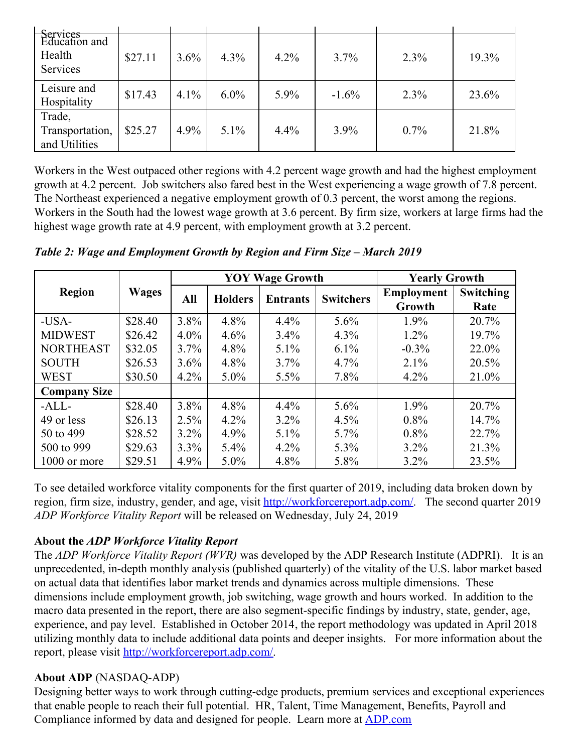| Services | | | | | | | |
|---|---|---|---|---|---|---|---|
| Education and Health Services | $27.11 | 3.6% | 4.3% | 4.2% | 3.7% | 2.3% | 19.3% |
| Leisure and Hospitality | $17.43 | 4.1% | 6.0% | 5.9% | -1.6% | 2.3% | 23.6% |
| Trade, Transportation, and Utilities | $25.27 | 4.9% | 5.1% | 4.4% | 3.9% | 0.7% | 21.8% |

Workers in the West outpaced other regions with 4.2 percent wage growth and had the highest employment growth at 4.2 percent. Job switchers also fared best in the West experiencing a wage growth of 7.8 percent. The Northeast experienced a negative employment growth of 0.3 percent, the worst among the regions. Workers in the South had the lowest wage growth at 3.6 percent. By firm size, workers at large firms had the highest wage growth rate at 4.9 percent, with employment growth at 3.2 percent.

***Table 2: Wage and Employment Growth by Region and Firm Size – March 2019***

| Region | Wages | YOY Wage Growth | | | | Yearly Growth | |
|---|---|---|---|---|---|---|---|
| | | All | Holders | Entrants | Switchers | Employment Growth | Switching Rate |
| -USA- | $28.40 | 3.8% | 4.8% | 4.4% | 5.6% | 1.9% | 20.7% |
| MIDWEST | $26.42 | 4.0% | 4.6% | 3.4% | 4.3% | 1.2% | 19.7% |
| NORTHEAST | $32.05 | 3.7% | 4.8% | 5.1% | 6.1% | -0.3% | 22.0% |
| SOUTH | $26.53 | 3.6% | 4.8% | 3.7% | 4.7% | 2.1% | 20.5% |
| WEST | $30.50 | 4.2% | 5.0% | 5.5% | 7.8% | 4.2% | 21.0% |
| **Company Size** | | | | | | | |
| -ALL- | $28.40 | 3.8% | 4.8% | 4.4% | 5.6% | 1.9% | 20.7% |
| 49 or less | $26.13 | 2.5% | 4.2% | 3.2% | 4.5% | 0.8% | 14.7% |
| 50 to 499 | $28.52 | 3.2% | 4.9% | 5.1% | 5.7% | 0.8% | 22.7% |
| 500 to 999 | $29.63 | 3.3% | 5.4% | 4.2% | 5.3% | 3.2% | 21.3% |
| 1000 or more | $29.51 | 4.9% | 5.0% | 4.8% | 5.8% | 3.2% | 23.5% |

To see detailed workforce vitality components for the first quarter of 2019, including data broken down by region, firm size, industry, gender, and age, visit http://workforcereport.adp.com/. The second quarter 2019 *ADP Workforce Vitality Report* will be released on Wednesday, July 24, 2019

**About the *ADP Workforce Vitality Report***

The *ADP Workforce Vitality Report (WVR)* was developed by the ADP Research Institute (ADPRI). It is an unprecedented, in-depth monthly analysis (published quarterly) of the vitality of the U.S. labor market based on actual data that identifies labor market trends and dynamics across multiple dimensions. These dimensions include employment growth, job switching, wage growth and hours worked. In addition to the macro data presented in the report, there are also segment-specific findings by industry, state, gender, age, experience, and pay level. Established in October 2014, the report methodology was updated in April 2018 utilizing monthly data to include additional data points and deeper insights. For more information about the report, please visit http://workforcereport.adp.com/.

**About ADP** (NASDAQ-ADP)

Designing better ways to work through cutting-edge products, premium services and exceptional experiences that enable people to reach their full potential. HR, Talent, Time Management, Benefits, Payroll and Compliance informed by data and designed for people. Learn more at ADP.com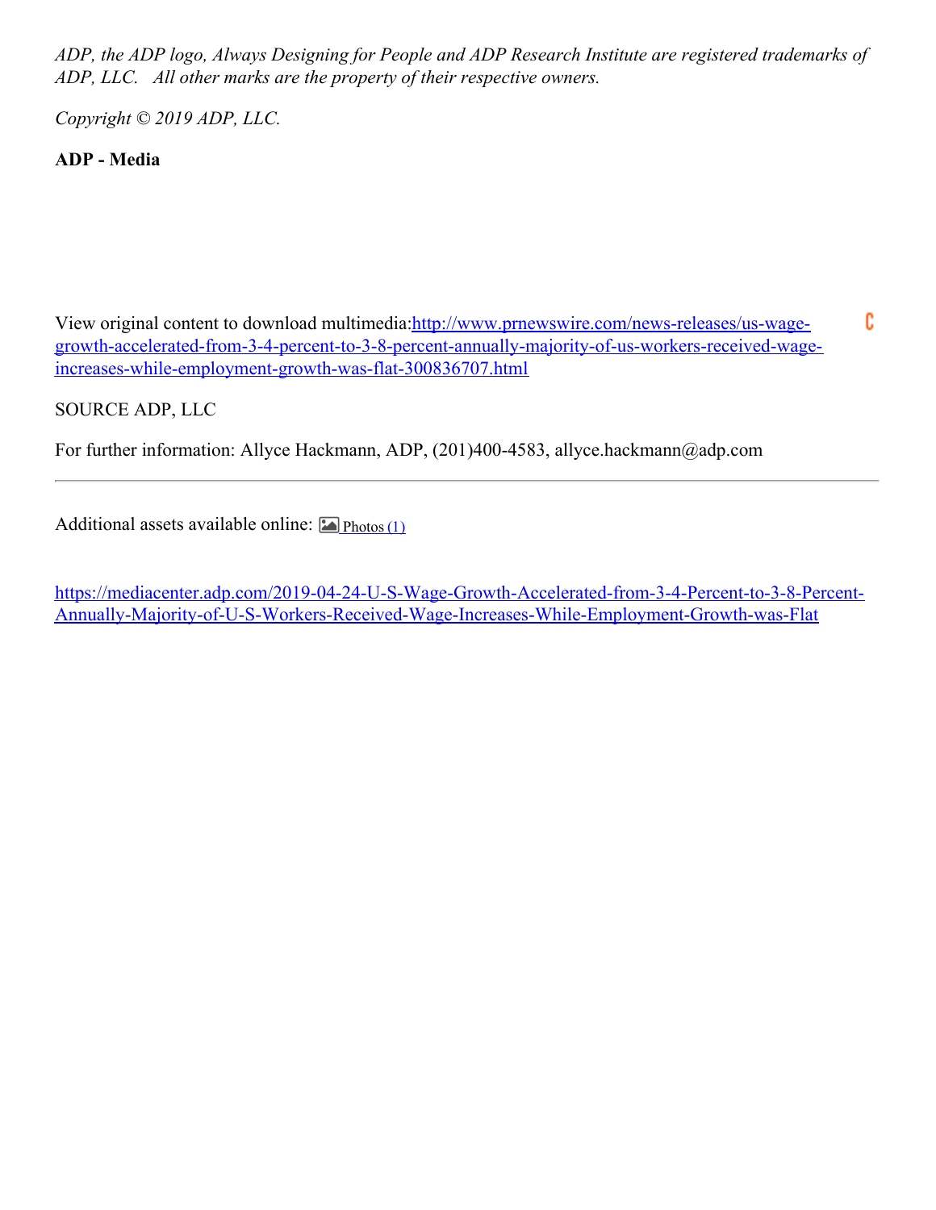*ADP, the ADP logo, Always Designing for People and ADP Research Institute are registered trademarks of ADP, LLC. All other marks are the property of their respective owners.*

*Copyright © 2019 ADP, LLC.*

**ADP - Media**

View original content to download multimedia:http://www.prnewswire.com/news-releases/us-wage-growth-accelerated-from-3-4-percent-to-3-8-percent-annually-majority-of-us-workers-received-wage-increases-while-employment-growth-was-flat-300836707.html

SOURCE ADP, LLC

For further information: Allyce Hackmann, ADP, (201)400-4583, allyce.hackmann@adp.com

---

Additional assets available online: Photos (1)

https://mediacenter.adp.com/2019-04-24-U-S-Wage-Growth-Accelerated-from-3-4-Percent-to-3-8-Percent-Annually-Majority-of-U-S-Workers-Received-Wage-Increases-While-Employment-Growth-was-Flat